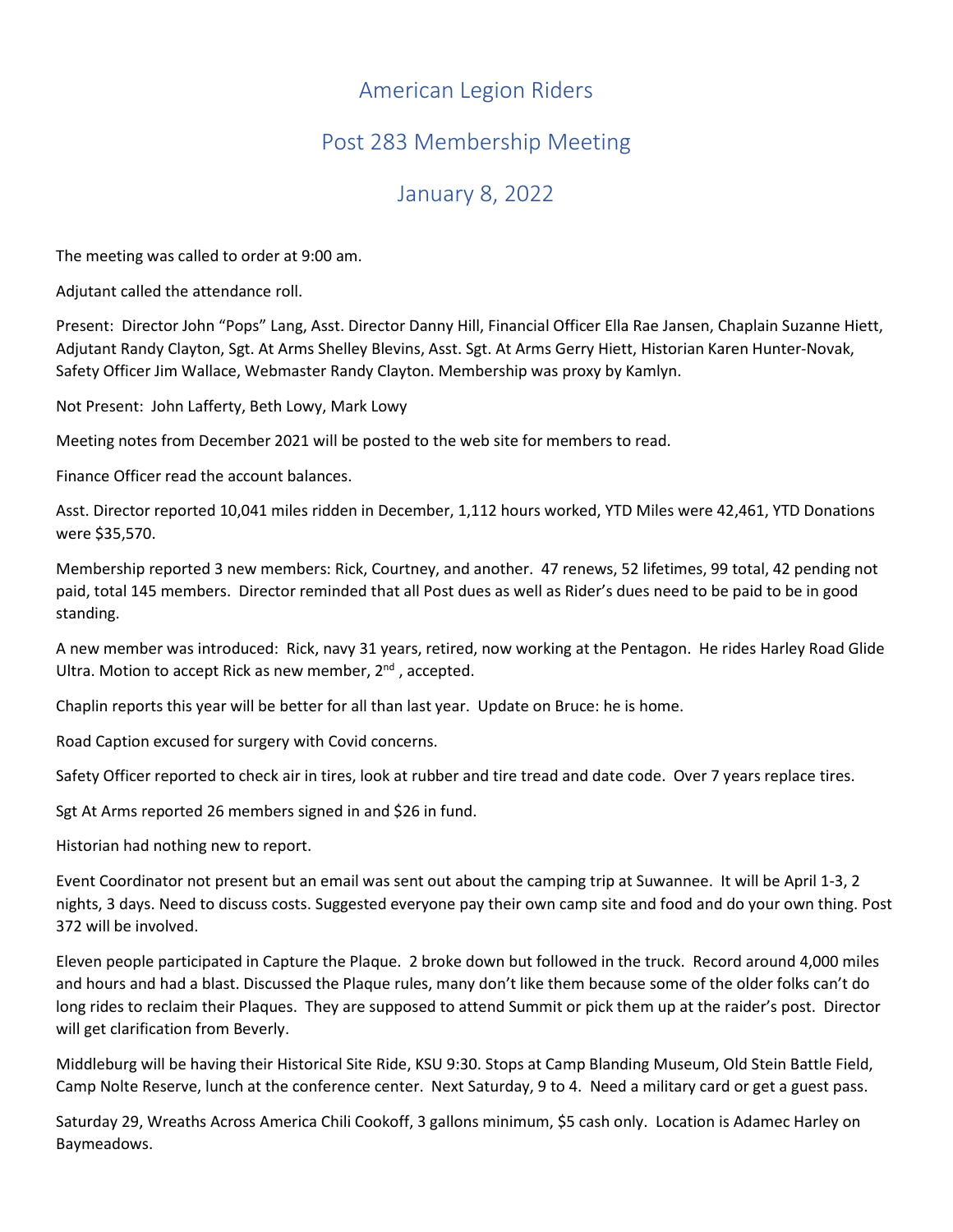# American Legion Riders

## Post 283 Membership Meeting

## January 8, 2022

The meeting was called to order at 9:00 am.

Adjutant called the attendance roll.

Present: Director John "Pops" Lang, Asst. Director Danny Hill, Financial Officer Ella Rae Jansen, Chaplain Suzanne Hiett, Adjutant Randy Clayton, Sgt. At Arms Shelley Blevins, Asst. Sgt. At Arms Gerry Hiett, Historian Karen Hunter-Novak, Safety Officer Jim Wallace, Webmaster Randy Clayton. Membership was proxy by Kamlyn.

Not Present: John Lafferty, Beth Lowy, Mark Lowy

Meeting notes from December 2021 will be posted to the web site for members to read.

Finance Officer read the account balances.

Asst. Director reported 10,041 miles ridden in December, 1,112 hours worked, YTD Miles were 42,461, YTD Donations were $35,570.

Membership reported 3 new members: Rick, Courtney, and another. 47 renews, 52 lifetimes, 99 total, 42 pending not paid, total 145 members. Director reminded that all Post dues as well as Rider's dues need to be paid to be in good standing.

A new member was introduced: Rick, navy 31 years, retired, now working at the Pentagon. He rides Harley Road Glide Ultra. Motion to accept Rick as new member, 2nd , accepted.

Chaplin reports this year will be better for all than last year. Update on Bruce: he is home.

Road Caption excused for surgery with Covid concerns.

Safety Officer reported to check air in tires, look at rubber and tire tread and date code. Over 7 years replace tires.

Sgt At Arms reported 26 members signed in and $26 in fund.

Historian had nothing new to report.

Event Coordinator not present but an email was sent out about the camping trip at Suwannee. It will be April 1-3, 2 nights, 3 days. Need to discuss costs. Suggested everyone pay their own camp site and food and do your own thing. Post 372 will be involved.

Eleven people participated in Capture the Plaque. 2 broke down but followed in the truck. Record around 4,000 miles and hours and had a blast. Discussed the Plaque rules, many don't like them because some of the older folks can't do long rides to reclaim their Plaques. They are supposed to attend Summit or pick them up at the raider's post. Director will get clarification from Beverly.

Middleburg will be having their Historical Site Ride, KSU 9:30. Stops at Camp Blanding Museum, Old Stein Battle Field, Camp Nolte Reserve, lunch at the conference center. Next Saturday, 9 to 4. Need a military card or get a guest pass.

Saturday 29, Wreaths Across America Chili Cookoff, 3 gallons minimum, $5 cash only. Location is Adamec Harley on Baymeadows.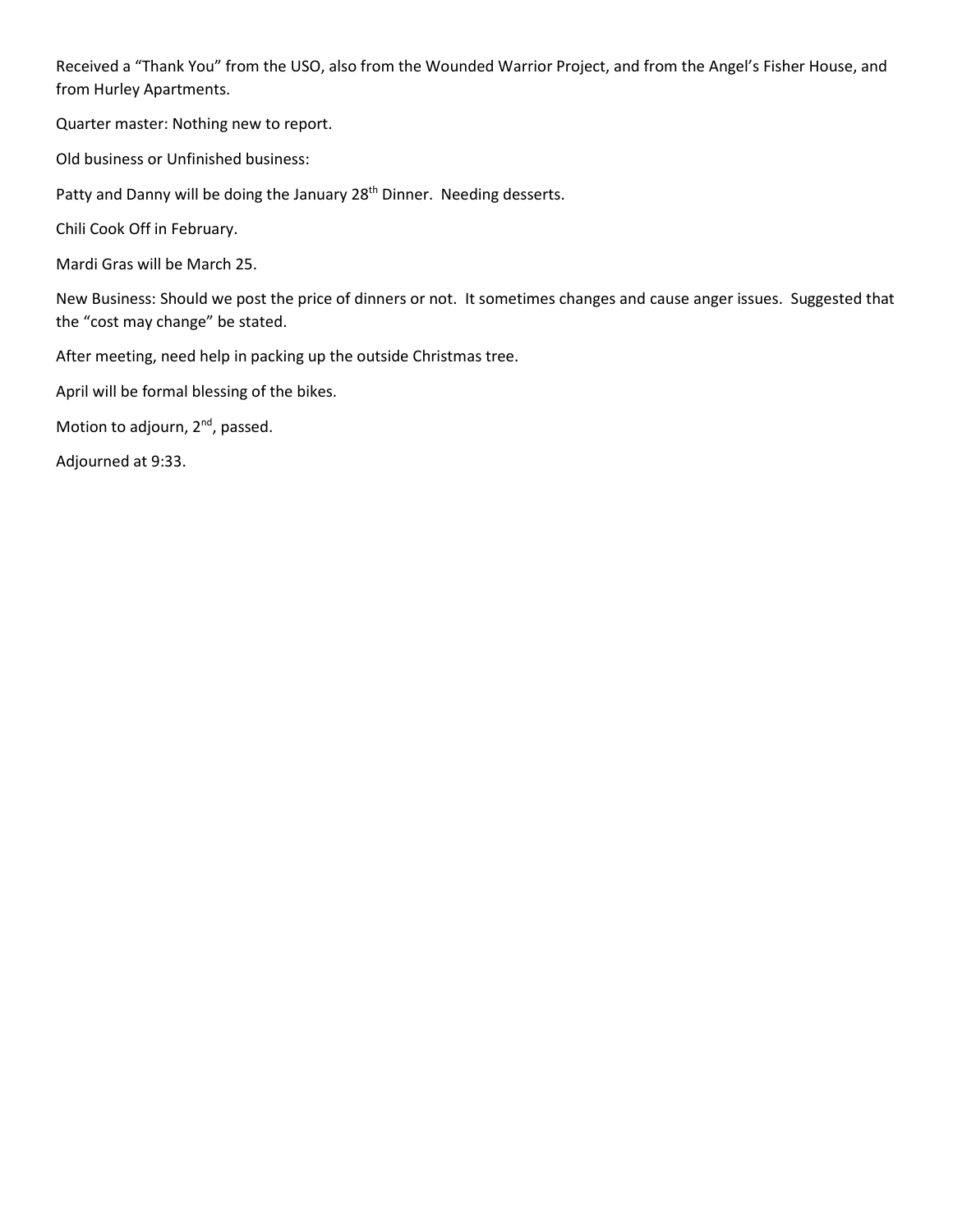Received a "Thank You" from the USO, also from the Wounded Warrior Project, and from the Angel's Fisher House, and from Hurley Apartments.

Quarter master: Nothing new to report.

Old business or Unfinished business:

Patty and Danny will be doing the January 28th Dinner. Needing desserts.

Chili Cook Off in February.

Mardi Gras will be March 25.

New Business: Should we post the price of dinners or not. It sometimes changes and cause anger issues. Suggested that the "cost may change" be stated.

After meeting, need help in packing up the outside Christmas tree.

April will be formal blessing of the bikes.

Motion to adjourn, 2nd, passed.

Adjourned at 9:33.